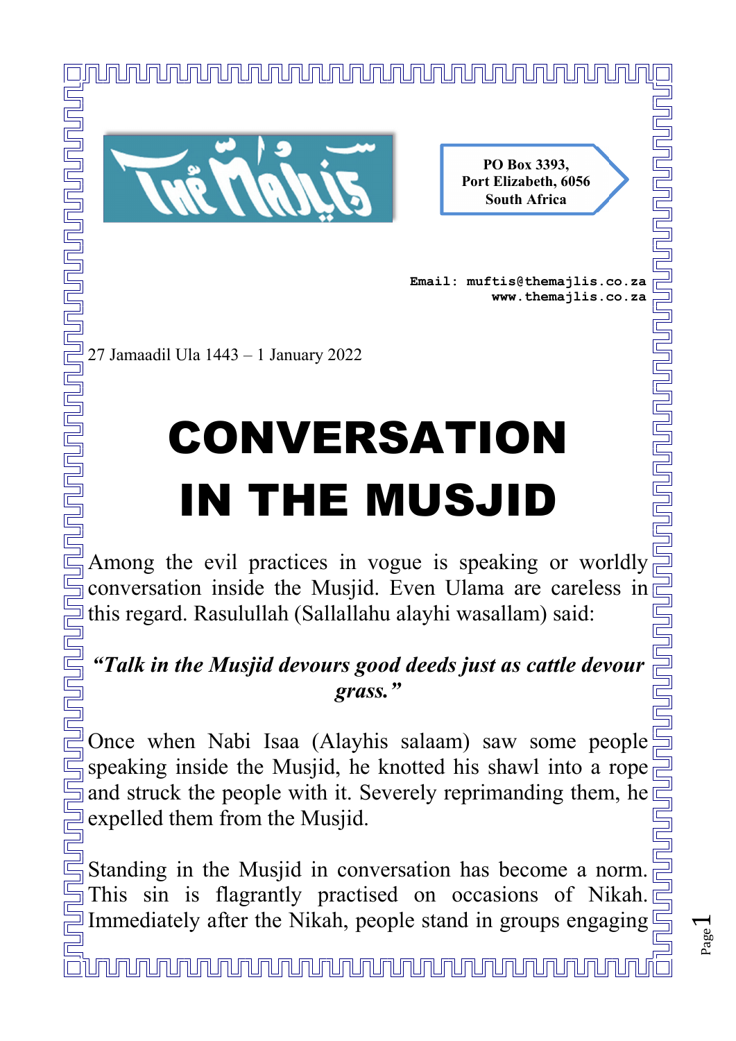PO Box 3393,
Port Elizabeth, 6056
South Africa

**Email: muftis@themajlis.co.za**
**www.themajlis.co.za**

27 Jamaadil Ula 1443 – 1 January 2022

# CONVERSATION IN THE MUSJID

Among the evil practices in vogue is speaking or worldly conversation inside the Musjid. Even Ulama are careless in this regard. Rasulullah (Sallallahu alayhi wasallam) said:

***"Talk in the Musjid devours good deeds just as cattle devour grass."***

Once when Nabi Isaa (Alayhis salaam) saw some people speaking inside the Musjid, he knotted his shawl into a rope and struck the people with it. Severely reprimanding them, he expelled them from the Musjid.

Standing in the Musjid in conversation has become a norm. This sin is flagrantly practised on occasions of Nikah. Immediately after the Nikah, people stand in groups engaging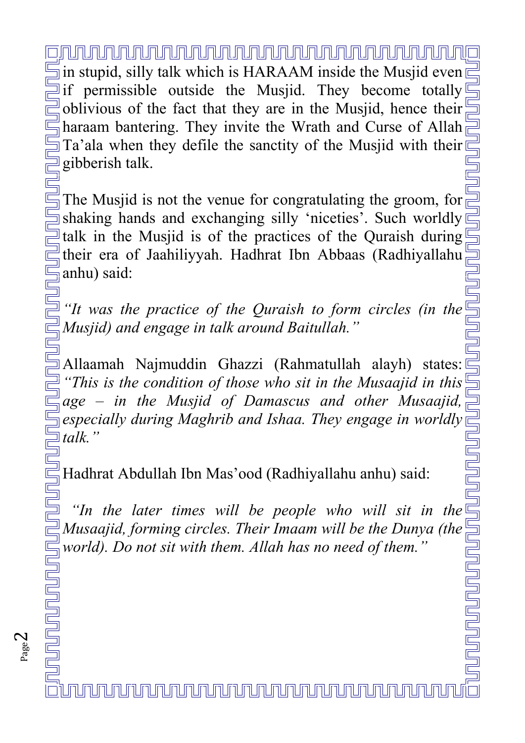in stupid, silly talk which is HARAAM inside the Musjid even if permissible outside the Musjid. They become totally oblivious of the fact that they are in the Musjid, hence their haraam bantering. They invite the Wrath and Curse of Allah Ta'ala when they defile the sanctity of the Musjid with their gibberish talk.

The Musjid is not the venue for congratulating the groom, for shaking hands and exchanging silly 'niceties'. Such worldly talk in the Musjid is of the practices of the Quraish during their era of Jaahiliyyah. Hadhrat Ibn Abbaas (Radhiyallahu anhu) said:

*"It was the practice of the Quraish to form circles (in the Musjid) and engage in talk around Baitullah."*

Allaamah Najmuddin Ghazzi (Rahmatullah alayh) states: *"This is the condition of those who sit in the Musaajid in this age – in the Musjid of Damascus and other Musaajid, especially during Maghrib and Ishaa. They engage in worldly talk."*

Hadhrat Abdullah Ibn Mas'ood (Radhiyallahu anhu) said:

*"In the later times will be people who will sit in the Musaajid, forming circles. Their Imaam will be the Dunya (the world). Do not sit with them. Allah has no need of them."*